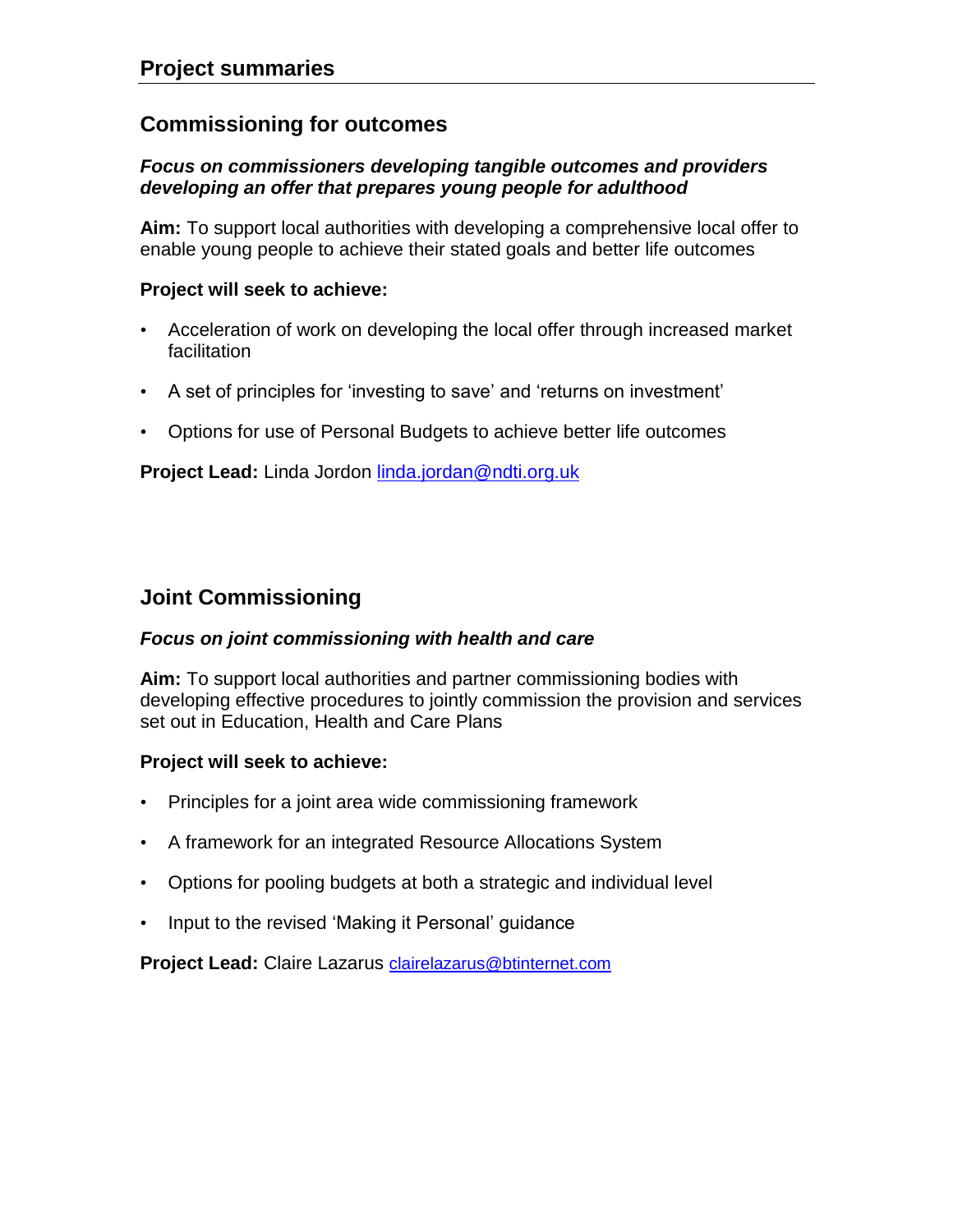# Project summaries

## Commissioning for outcomes

***Focus on commissioners developing tangible outcomes and providers developing an offer that prepares young people for adulthood***

**Aim:** To support local authorities with developing a comprehensive local offer to enable young people to achieve their stated goals and better life outcomes

**Project will seek to achieve:**

- Acceleration of work on developing the local offer through increased market facilitation
- A set of principles for 'investing to save' and 'returns on investment'
- Options for use of Personal Budgets to achieve better life outcomes

**Project Lead:** Linda Jordon linda.jordan@ndti.org.uk

## Joint Commissioning

***Focus on joint commissioning with health and care***

**Aim:** To support local authorities and partner commissioning bodies with developing effective procedures to jointly commission the provision and services set out in Education, Health and Care Plans

**Project will seek to achieve:**

- Principles for a joint area wide commissioning framework
- A framework for an integrated Resource Allocations System
- Options for pooling budgets at both a strategic and individual level
- Input to the revised 'Making it Personal' guidance

**Project Lead:** Claire Lazarus clairelazarus@btinternet.com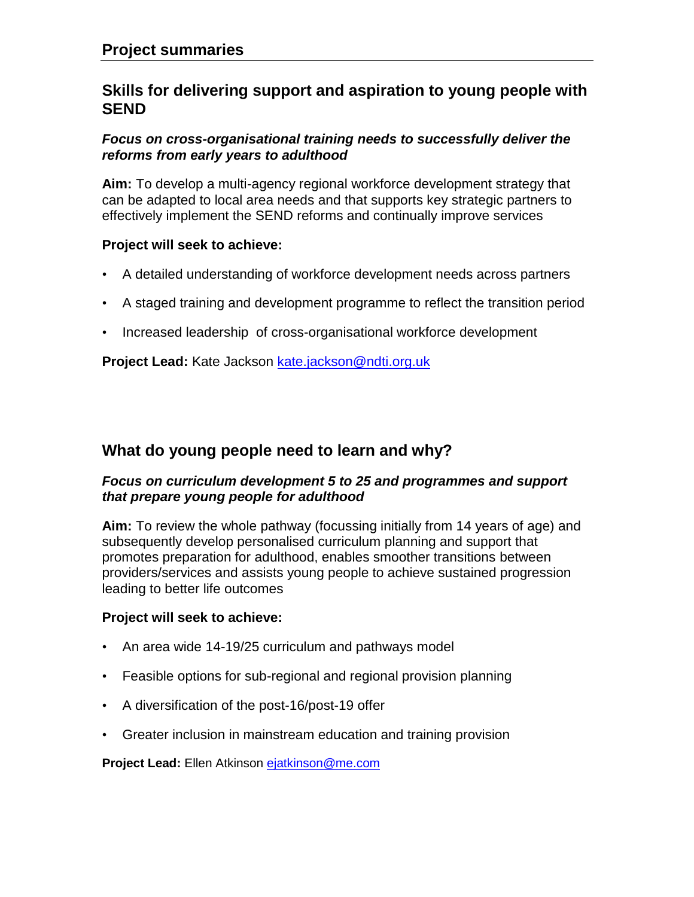## Project summaries

### Skills for delivering support and aspiration to young people with SEND

***Focus on cross-organisational training needs to successfully deliver the reforms from early years to adulthood***

**Aim:** To develop a multi-agency regional workforce development strategy that can be adapted to local area needs and that supports key strategic partners to effectively implement the SEND reforms and continually improve services

**Project will seek to achieve:**

- A detailed understanding of workforce development needs across partners
- A staged training and development programme to reflect the transition period
- Increased leadership of cross-organisational workforce development

**Project Lead:** Kate Jackson kate.jackson@ndti.org.uk

### What do young people need to learn and why?

***Focus on curriculum development 5 to 25 and programmes and support that prepare young people for adulthood***

**Aim:** To review the whole pathway (focussing initially from 14 years of age) and subsequently develop personalised curriculum planning and support that promotes preparation for adulthood, enables smoother transitions between providers/services and assists young people to achieve sustained progression leading to better life outcomes

**Project will seek to achieve:**

- An area wide 14-19/25 curriculum and pathways model
- Feasible options for sub-regional and regional provision planning
- A diversification of the post-16/post-19 offer
- Greater inclusion in mainstream education and training provision

**Project Lead:** Ellen Atkinson ejatkinson@me.com